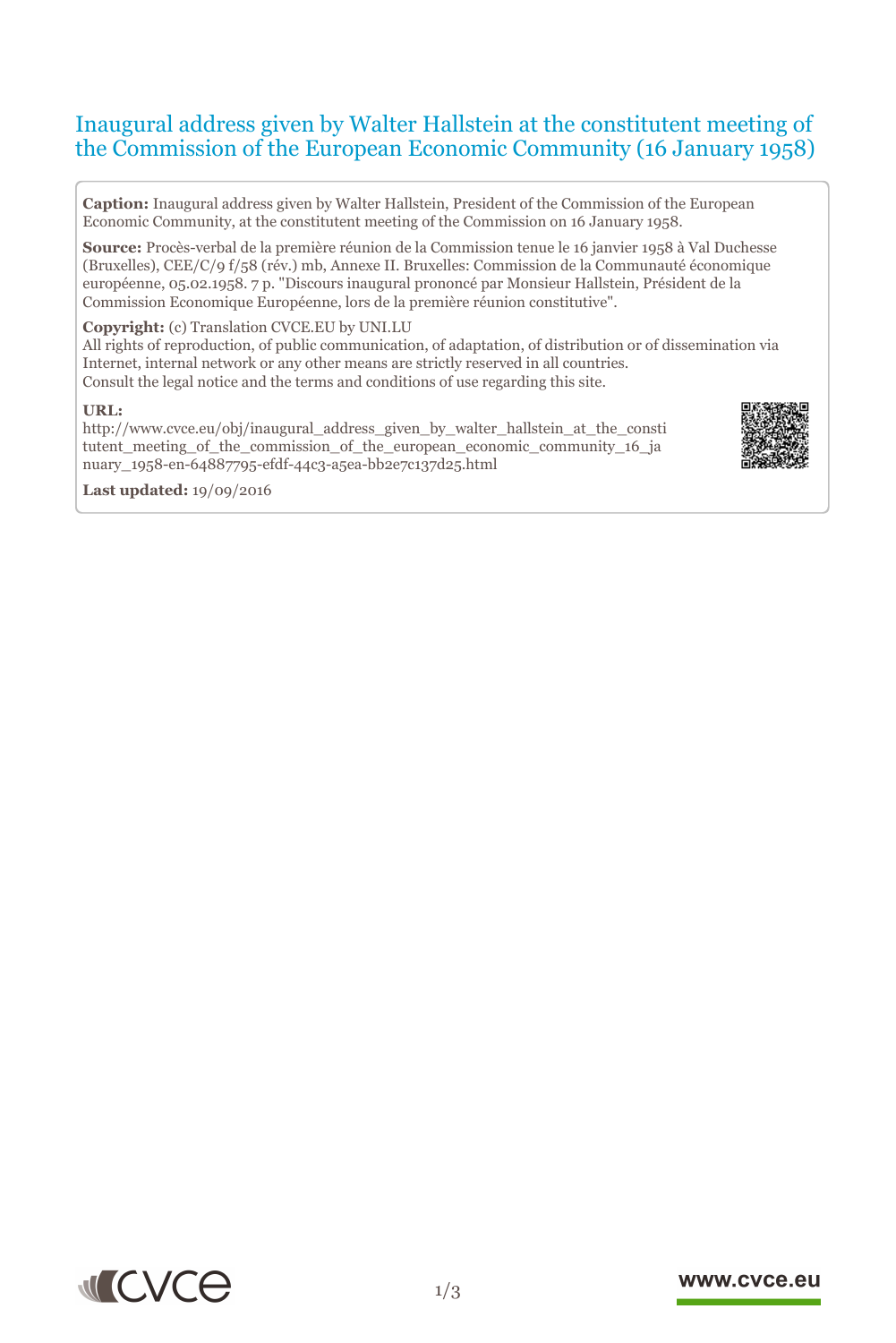# Inaugural address given by Walter Hallstein at the constitutent meeting of the Commission of the European Economic Community (16 January 1958)

**Caption:** Inaugural address given by Walter Hallstein, President of the Commission of the European Economic Community, at the constitutent meeting of the Commission on 16 January 1958.

**Source:** Procès-verbal de la première réunion de la Commission tenue le 16 janvier 1958 à Val Duchesse (Bruxelles), CEE/C/9 f/58 (rév.) mb, Annexe II. Bruxelles: Commission de la Communauté économique européenne, 05.02.1958. 7 p. "Discours inaugural prononcé par Monsieur Hallstein, Président de la Commission Economique Européenne, lors de la première réunion constitutive".

**Copyright:** (c) Translation CVCE.EU by UNI.LU
All rights of reproduction, of public communication, of adaptation, of distribution or of dissemination via Internet, internal network or any other means are strictly reserved in all countries.
Consult the legal notice and the terms and conditions of use regarding this site.

**URL:**
http://www.cvce.eu/obj/inaugural_address_given_by_walter_hallstein_at_the_constitutent_meeting_of_the_commission_of_the_european_economic_community_16_january_1958-en-64887795-efdf-44c3-a5ea-bb2e7c137d25.html

**Last updated:** 19/09/2016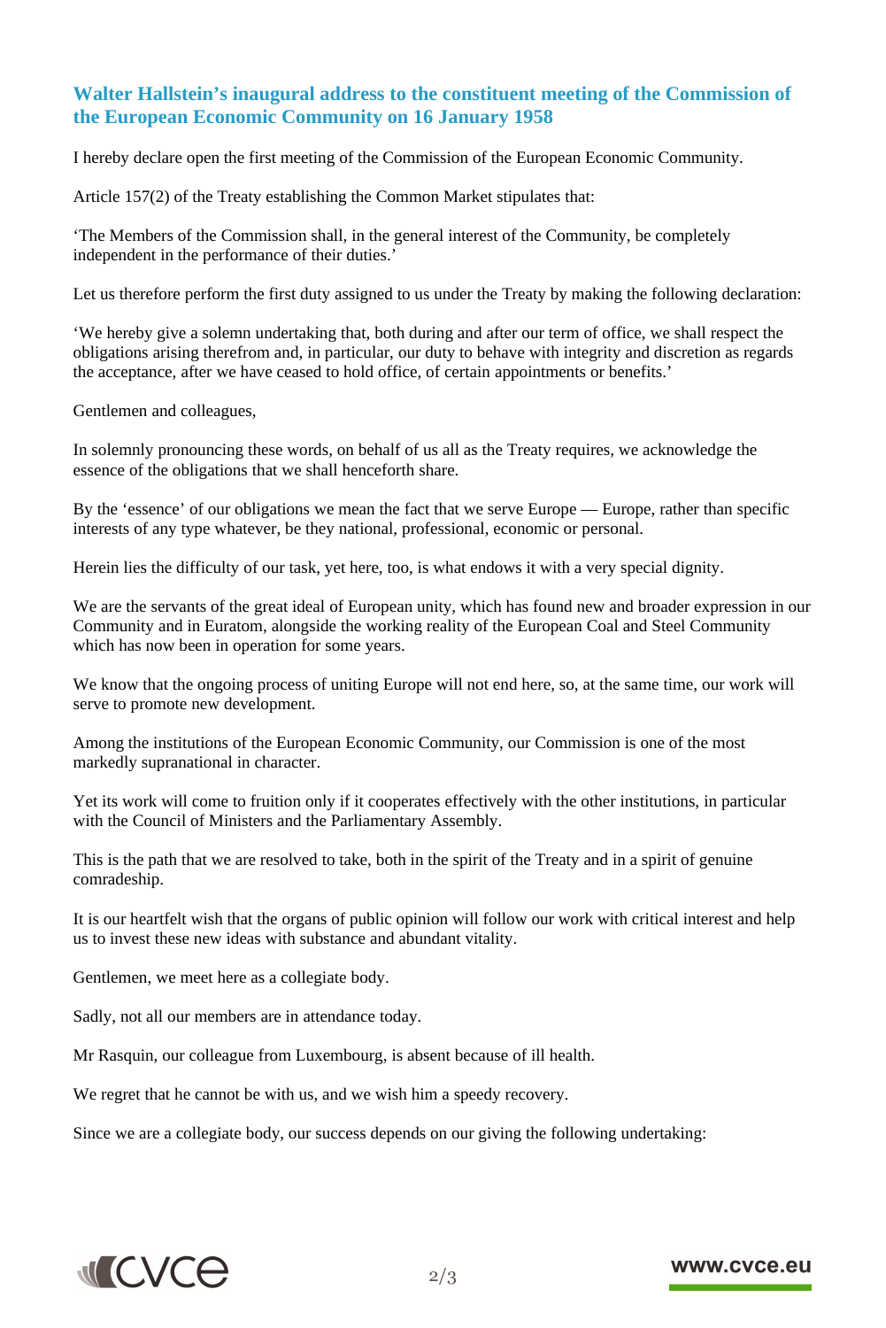## Walter Hallstein's inaugural address to the constituent meeting of the Commission of the European Economic Community on 16 January 1958

I hereby declare open the first meeting of the Commission of the European Economic Community.

Article 157(2) of the Treaty establishing the Common Market stipulates that:

'The Members of the Commission shall, in the general interest of the Community, be completely independent in the performance of their duties.'

Let us therefore perform the first duty assigned to us under the Treaty by making the following declaration:

'We hereby give a solemn undertaking that, both during and after our term of office, we shall respect the obligations arising therefrom and, in particular, our duty to behave with integrity and discretion as regards the acceptance, after we have ceased to hold office, of certain appointments or benefits.'

Gentlemen and colleagues,

In solemnly pronouncing these words, on behalf of us all as the Treaty requires, we acknowledge the essence of the obligations that we shall henceforth share.

By the 'essence' of our obligations we mean the fact that we serve Europe — Europe, rather than specific interests of any type whatever, be they national, professional, economic or personal.

Herein lies the difficulty of our task, yet here, too, is what endows it with a very special dignity.

We are the servants of the great ideal of European unity, which has found new and broader expression in our Community and in Euratom, alongside the working reality of the European Coal and Steel Community which has now been in operation for some years.

We know that the ongoing process of uniting Europe will not end here, so, at the same time, our work will serve to promote new development.

Among the institutions of the European Economic Community, our Commission is one of the most markedly supranational in character.

Yet its work will come to fruition only if it cooperates effectively with the other institutions, in particular with the Council of Ministers and the Parliamentary Assembly.

This is the path that we are resolved to take, both in the spirit of the Treaty and in a spirit of genuine comradeship.

It is our heartfelt wish that the organs of public opinion will follow our work with critical interest and help us to invest these new ideas with substance and abundant vitality.

Gentlemen, we meet here as a collegiate body.

Sadly, not all our members are in attendance today.

Mr Rasquin, our colleague from Luxembourg, is absent because of ill health.

We regret that he cannot be with us, and we wish him a speedy recovery.

Since we are a collegiate body, our success depends on our giving the following undertaking: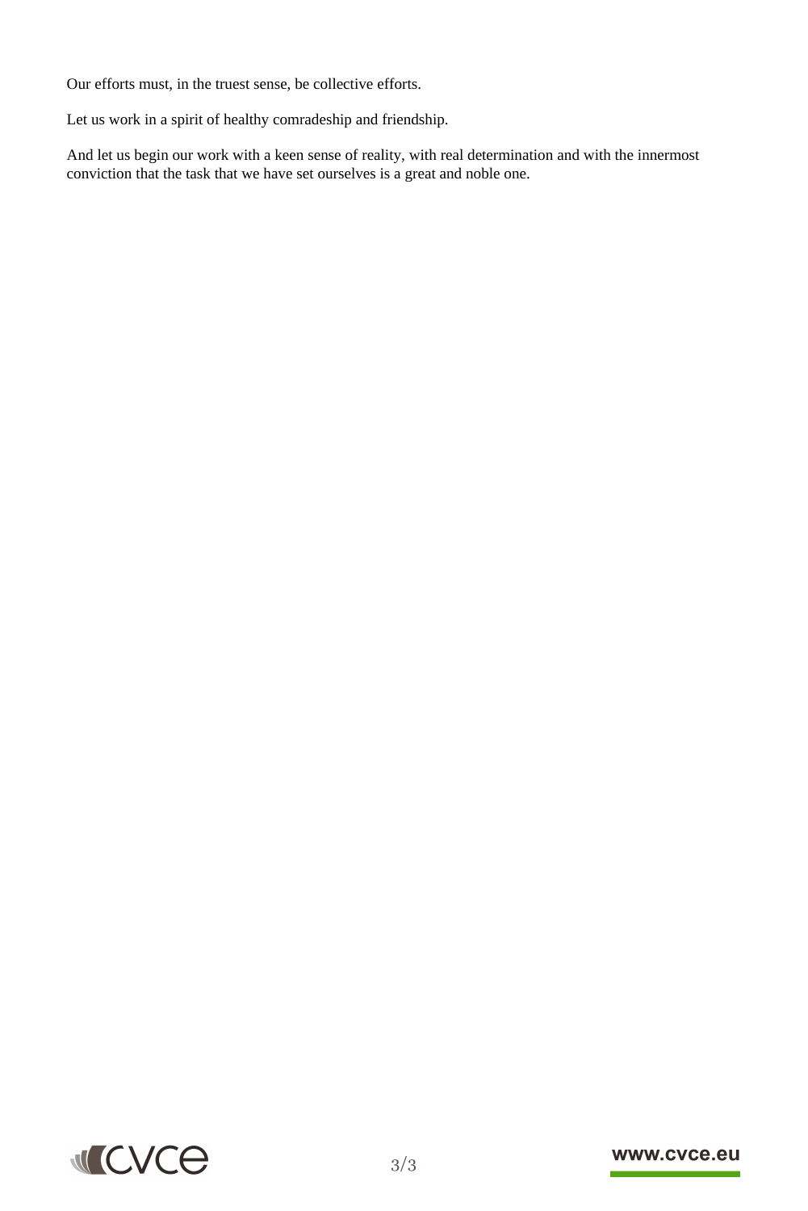Our efforts must, in the truest sense, be collective efforts.

Let us work in a spirit of healthy comradeship and friendship.

And let us begin our work with a keen sense of reality, with real determination and with the innermost conviction that the task that we have set ourselves is a great and noble one.